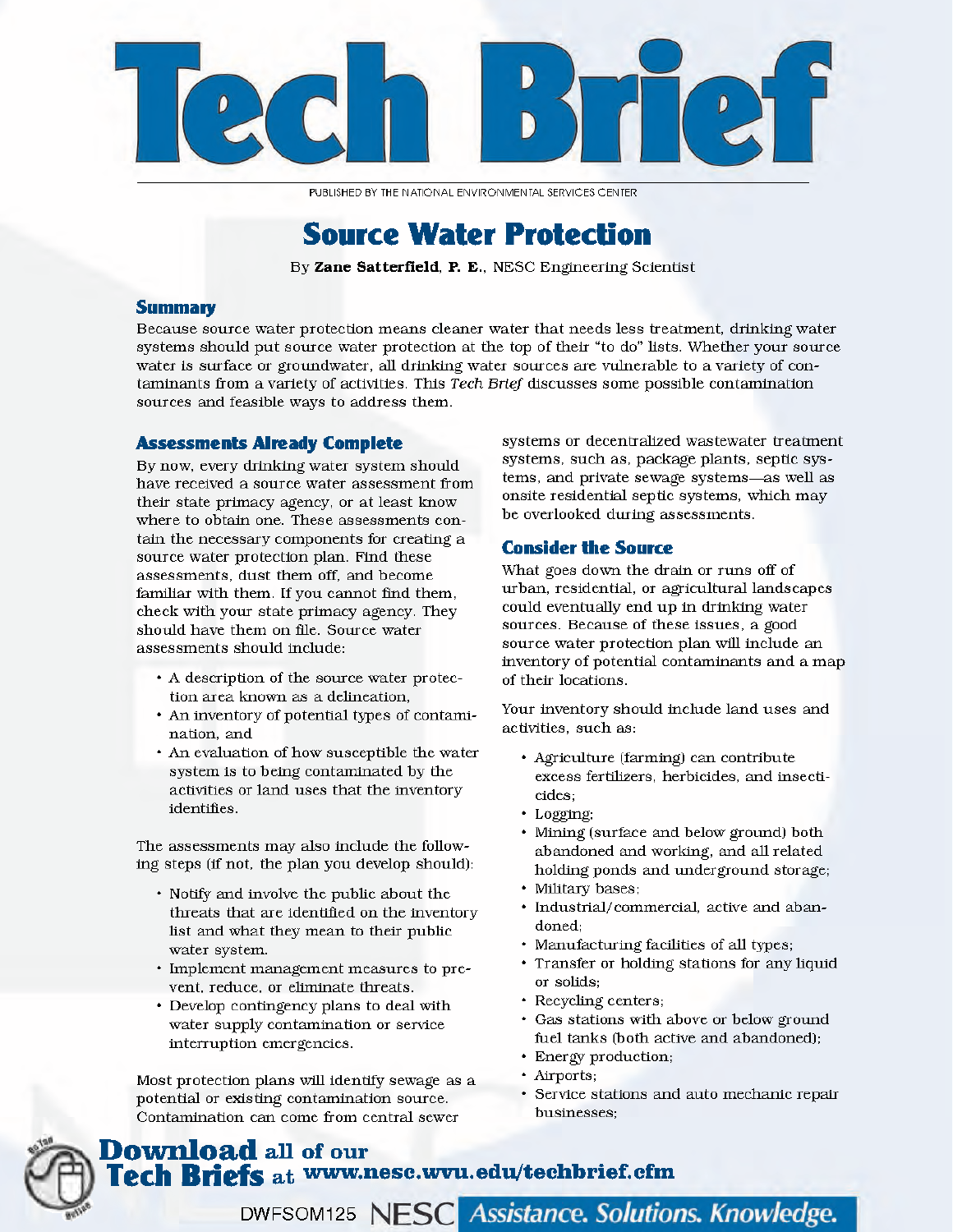# Tech Brief

PUBLISHED BY THE NATIONAL ENVIRONMENTAL SERVICES CENTER

## Source Water Protection

By **Zane Satterfield, P. E.**, NESC Engineering Scientist

### Summary

Because source water protection means cleaner water that needs less treatment, drinking water systems should put source water protection at the top of their "to do" lists. Whether your source water is surface or groundwater, all drinking water sources are vulnerable to a variety of contaminants from a variety of activities. This *Tech Brief* discusses some possible contamination sources and feasible ways to address them.

### Assessments Already Complete

By now, every drinking water system should have received a source water assessment from their state primacy agency, or at least know where to obtain one. These assessments contain the necessary components for creating a source water protection plan. Find these assessments, dust them off, and become familiar with them. If you cannot find them, check with your state primacy agency. They should have them on file. Source water assessments should include:

- A description of the source water protection area known as a delineation,
- An inventory of potential types of contamination, and
- An evaluation of how susceptible the water system is to being contaminated by the activities or land uses that the inventory identifies.

The assessments may also include the following steps (if not, the plan you develop should):

- Notify and involve the public about the threats that are identified on the inventory list and what they mean to their public water system.
- Implement management measures to prevent, reduce, or eliminate threats.
- Develop contingency plans to deal with water supply contamination or service interruption emergencies.

Most protection plans will identify sewage as a potential or existing contamination source. Contamination can come from central sewer systems or decentralized wastewater treatment systems, such as, package plants, septic systems, and private sewage systems—as well as onsite residential septic systems, which may be overlooked during assessments.

### Consider the Source

What goes down the drain or runs off of urban, residential, or agricultural landscapes could eventually end up in drinking water sources. Because of these issues, a good source water protection plan will include an inventory of potential contaminants and a map of their locations.

Your inventory should include land uses and activities, such as:

- Agriculture (farming) can contribute excess fertilizers, herbicides, and insecticides;
- Logging;
- Mining (surface and below ground) both abandoned and working, and all related holding ponds and underground storage;
- Military bases;
- Industrial/commercial, active and abandoned;
- Manufacturing facilities of all types;
- Transfer or holding stations for any liquid or solids;
- Recycling centers;
- Gas stations with above or below ground fuel tanks (both active and abandoned);
- Energy production;
- Airports;
- Service stations and auto mechanic repair businesses;

**Download** all of our **Tech Briefs** at www.nesc.wvu.edu/techbrief.cfm

DWFSOM125 NESC Assistance. Solutions. Knowledge.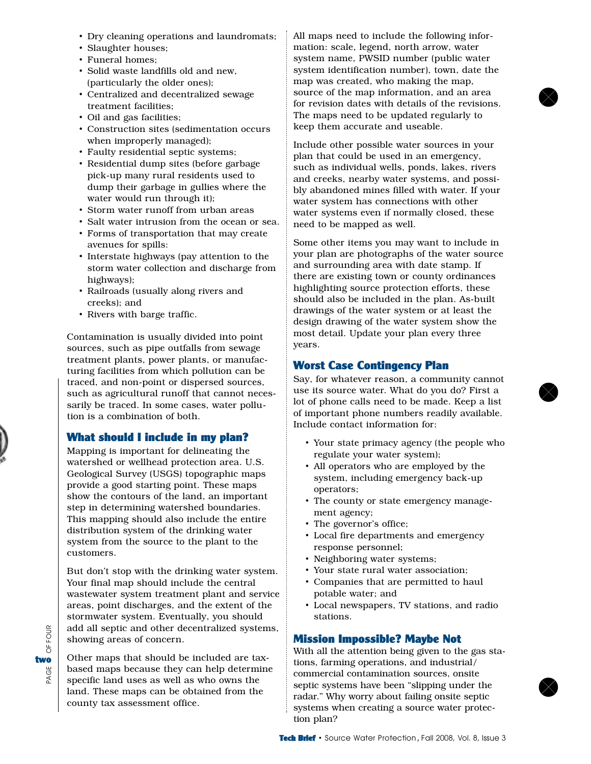- Dry cleaning operations and laundromats;
- Slaughter houses;
- Funeral homes;
- Solid waste landfills old and new, (particularly the older ones);
- Centralized and decentralized sewage treatment facilities;
- Oil and gas facilities;
- Construction sites (sedimentation occurs when improperly managed);
- Faulty residential septic systems;
- Residential dump sites (before garbage pick-up many rural residents used to dump their garbage in gullies where the water would run through it);
- Storm water runoff from urban areas
- Salt water intrusion from the ocean or sea.
- Forms of transportation that may create avenues for spills:
- Interstate highways (pay attention to the storm water collection and discharge from highways);
- Railroads (usually along rivers and creeks); and
- Rivers with barge traffic.

Contamination is usually divided into point sources, such as pipe outfalls from sewage treatment plants, power plants, or manufacturing facilities from which pollution can be traced, and non-point or dispersed sources, such as agricultural runoff that cannot necessarily be traced. In some cases, water pollution is a combination of both.

## What should I include in my plan?

Mapping is important for delineating the watershed or wellhead protection area. U.S. Geological Survey (USGS) topographic maps provide a good starting point. These maps show the contours of the land, an important step in determining watershed boundaries. This mapping should also include the entire distribution system of the drinking water system from the source to the plant to the customers.

But don't stop with the drinking water system. Your final map should include the central wastewater system treatment plant and service areas, point discharges, and the extent of the stormwater system. Eventually, you should add all septic and other decentralized systems, showing areas of concern.

Other maps that should be included are tax-based maps because they can help determine specific land uses as well as who owns the land. These maps can be obtained from the county tax assessment office.

All maps need to include the following information: scale, legend, north arrow, water system name, PWSID number (public water system identification number), town, date the map was created, who making the map, source of the map information, and an area for revision dates with details of the revisions. The maps need to be updated regularly to keep them accurate and useable.

Include other possible water sources in your plan that could be used in an emergency, such as individual wells, ponds, lakes, rivers and creeks, nearby water systems, and possibly abandoned mines filled with water. If your water system has connections with other water systems even if normally closed, these need to be mapped as well.

Some other items you may want to include in your plan are photographs of the water source and surrounding area with date stamp. If there are existing town or county ordinances highlighting source protection efforts, these should also be included in the plan. As-built drawings of the water system or at least the design drawing of the water system show the most detail. Update your plan every three years.

## Worst Case Contingency Plan

Say, for whatever reason, a community cannot use its source water. What do you do? First a lot of phone calls need to be made. Keep a list of important phone numbers readily available. Include contact information for:

- Your state primacy agency (the people who regulate your water system);
- All operators who are employed by the system, including emergency back-up operators;
- The county or state emergency management agency;
- The governor's office;
- Local fire departments and emergency response personnel;
- Neighboring water systems;
- Your state rural water association;
- Companies that are permitted to haul potable water; and
- Local newspapers, TV stations, and radio stations.

## Mission Impossible? Maybe Not

With all the attention being given to the gas stations, farming operations, and industrial/commercial contamination sources, onsite septic systems have been "slipping under the radar." Why worry about failing onsite septic systems when creating a source water protection plan?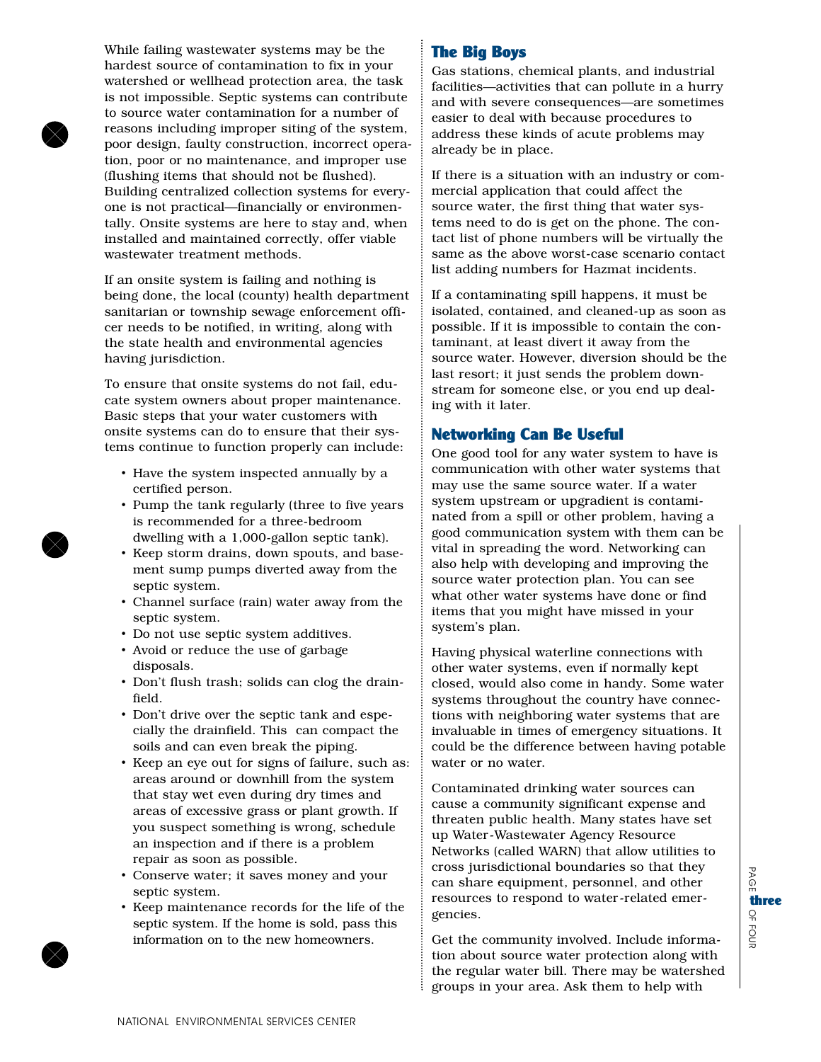While failing wastewater systems may be the hardest source of contamination to fix in your watershed or wellhead protection area, the task is not impossible. Septic systems can contribute to source water contamination for a number of reasons including improper siting of the system, poor design, faulty construction, incorrect operation, poor or no maintenance, and improper use (flushing items that should not be flushed). Building centralized collection systems for everyone is not practical—financially or environmentally. Onsite systems are here to stay and, when installed and maintained correctly, offer viable wastewater treatment methods.

If an onsite system is failing and nothing is being done, the local (county) health department sanitarian or township sewage enforcement officer needs to be notified, in writing, along with the state health and environmental agencies having jurisdiction.

To ensure that onsite systems do not fail, educate system owners about proper maintenance. Basic steps that your water customers with onsite systems can do to ensure that their systems continue to function properly can include:

- Have the system inspected annually by a certified person.
- Pump the tank regularly (three to five years is recommended for a three-bedroom dwelling with a 1,000-gallon septic tank).
- Keep storm drains, down spouts, and basement sump pumps diverted away from the septic system.
- Channel surface (rain) water away from the septic system.
- Do not use septic system additives.
- Avoid or reduce the use of garbage disposals.
- Don't flush trash; solids can clog the drainfield.
- Don't drive over the septic tank and especially the drainfield. This can compact the soils and can even break the piping.
- Keep an eye out for signs of failure, such as: areas around or downhill from the system that stay wet even during dry times and areas of excessive grass or plant growth. If you suspect something is wrong, schedule an inspection and if there is a problem repair as soon as possible.
- Conserve water; it saves money and your septic system.
- Keep maintenance records for the life of the septic system. If the home is sold, pass this information on to the new homeowners.

## The Big Boys

Gas stations, chemical plants, and industrial facilities—activities that can pollute in a hurry and with severe consequences—are sometimes easier to deal with because procedures to address these kinds of acute problems may already be in place.

If there is a situation with an industry or commercial application that could affect the source water, the first thing that water systems need to do is get on the phone. The contact list of phone numbers will be virtually the same as the above worst-case scenario contact list adding numbers for Hazmat incidents.

If a contaminating spill happens, it must be isolated, contained, and cleaned-up as soon as possible. If it is impossible to contain the contaminant, at least divert it away from the source water. However, diversion should be the last resort; it just sends the problem downstream for someone else, or you end up dealing with it later.

## Networking Can Be Useful

One good tool for any water system to have is communication with other water systems that may use the same source water. If a water system upstream or upgradient is contaminated from a spill or other problem, having a good communication system with them can be vital in spreading the word. Networking can also help with developing and improving the source water protection plan. You can see what other water systems have done or find items that you might have missed in your system's plan.

Having physical waterline connections with other water systems, even if normally kept closed, would also come in handy. Some water systems throughout the country have connections with neighboring water systems that are invaluable in times of emergency situations. It could be the difference between having potable water or no water.

Contaminated drinking water sources can cause a community significant expense and threaten public health. Many states have set up Water-Wastewater Agency Resource Networks (called WARN) that allow utilities to cross jurisdictional boundaries so that they can share equipment, personnel, and other resources to respond to water-related emergencies.

Get the community involved. Include information about source water protection along with the regular water bill. There may be watershed groups in your area. Ask them to help with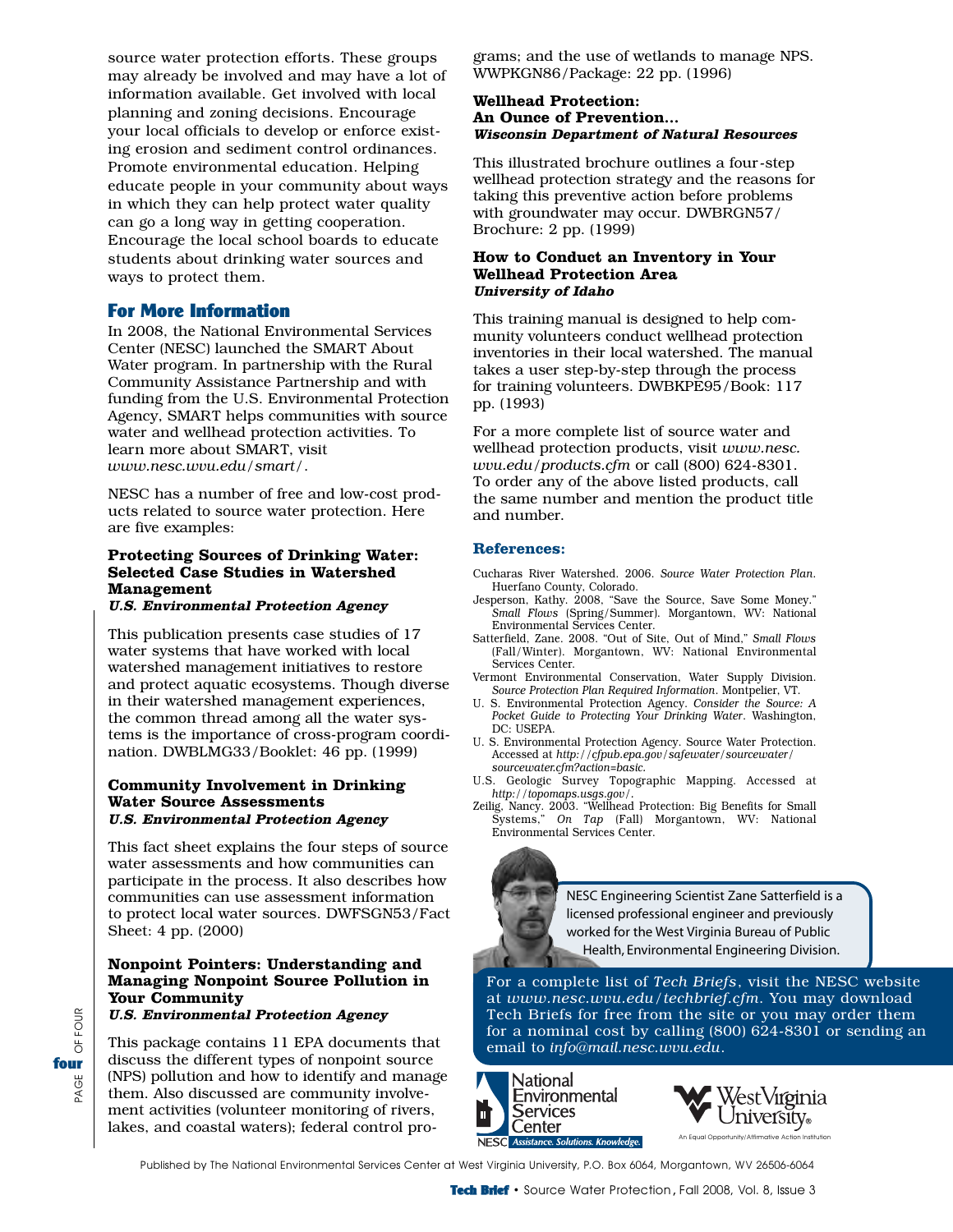source water protection efforts. These groups may already be involved and may have a lot of information available. Get involved with local planning and zoning decisions. Encourage your local officials to develop or enforce existing erosion and sediment control ordinances. Promote environmental education. Helping educate people in your community about ways in which they can help protect water quality can go a long way in getting cooperation. Encourage the local school boards to educate students about drinking water sources and ways to protect them.

## For More Information

In 2008, the National Environmental Services Center (NESC) launched the SMART About Water program. In partnership with the Rural Community Assistance Partnership and with funding from the U.S. Environmental Protection Agency, SMART helps communities with source water and wellhead protection activities. To learn more about SMART, visit *www.nesc.wvu.edu/smart/*.

NESC has a number of free and low-cost products related to source water protection. Here are five examples:

**Protecting Sources of Drinking Water: Selected Case Studies in Watershed Management**
***U.S. Environmental Protection Agency***

This publication presents case studies of 17 water systems that have worked with local watershed management initiatives to restore and protect aquatic ecosystems. Though diverse in their watershed management experiences, the common thread among all the water systems is the importance of cross-program coordination. DWBLMG33/Booklet: 46 pp. (1999)

**Community Involvement in Drinking Water Source Assessments**
***U.S. Environmental Protection Agency***

This fact sheet explains the four steps of source water assessments and how communities can participate in the process. It also describes how communities can use assessment information to protect local water sources. DWFSGN53/Fact Sheet: 4 pp. (2000)

**Nonpoint Pointers: Understanding and Managing Nonpoint Source Pollution in Your Community**
***U.S. Environmental Protection Agency***

This package contains 11 EPA documents that discuss the different types of nonpoint source (NPS) pollution and how to identify and manage them. Also discussed are community involvement activities (volunteer monitoring of rivers, lakes, and coastal waters); federal control programs; and the use of wetlands to manage NPS. WWPKGN86/Package: 22 pp. (1996)

**Wellhead Protection: An Ounce of Prevention…**
***Wisconsin Department of Natural Resources***

This illustrated brochure outlines a four-step wellhead protection strategy and the reasons for taking this preventive action before problems with groundwater may occur. DWBRGN57/Brochure: 2 pp. (1999)

**How to Conduct an Inventory in Your Wellhead Protection Area**
***University of Idaho***

This training manual is designed to help community volunteers conduct wellhead protection inventories in their local watershed. The manual takes a user step-by-step through the process for training volunteers. DWBKPE95/Book: 117 pp. (1993)

For a more complete list of source water and wellhead protection products, visit *www.nesc.wvu.edu/products.cfm* or call (800) 624-8301. To order any of the above listed products, call the same number and mention the product title and number.

### References:

Cucharas River Watershed. 2006. *Source Water Protection Plan*. Huerfano County, Colorado.

Jesperson, Kathy. 2008, "Save the Source, Save Some Money." *Small Flows* (Spring/Summer). Morgantown, WV: National Environmental Services Center.

Satterfield, Zane. 2008. "Out of Site, Out of Mind," *Small Flows* (Fall/Winter). Morgantown, WV: National Environmental Services Center.

Vermont Environmental Conservation, Water Supply Division. *Source Protection Plan Required Information*. Montpelier, VT.

U. S. Environmental Protection Agency. *Consider the Source: A Pocket Guide to Protecting Your Drinking Water*. Washington, DC: USEPA.

U. S. Environmental Protection Agency. Source Water Protection. Accessed at *http://cfpub.epa.gov/safewater/sourcewater/sourcewater.cfm?action=basic*.

U.S. Geologic Survey Topographic Mapping. Accessed at *http://topomaps.usgs.gov/*.

Zeilig, Nancy. 2003. "Wellhead Protection: Big Benefits for Small Systems," *On Tap* (Fall) Morgantown, WV: National Environmental Services Center.

NESC Engineering Scientist Zane Satterfield is a licensed professional engineer and previously worked for the West Virginia Bureau of Public Health, Environmental Engineering Division.

For a complete list of *Tech Briefs*, visit the NESC website at *www.nesc.wvu.edu/techbrief.cfm*. You may download Tech Briefs for free from the site or you may order them for a nominal cost by calling (800) 624-8301 or sending an email to *info@mail.nesc.wvu.edu*.

National Environmental Services Center
NESC *Assistance. Solutions. Knowledge.*

West Virginia University
An Equal Opportunity/Affirmative Action Institution

Published by The National Environmental Services Center at West Virginia University, P.O. Box 6064, Morgantown, WV 26506-6064